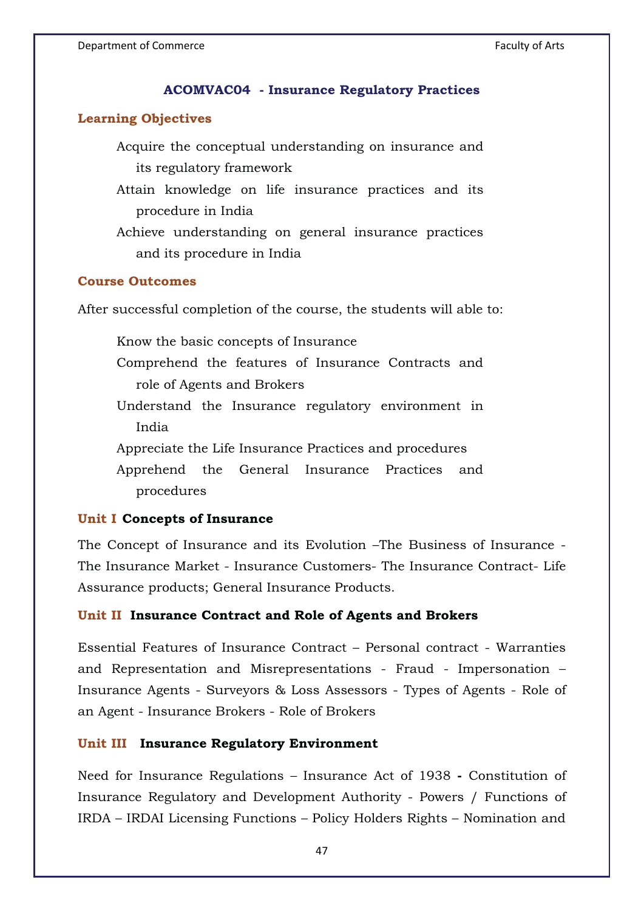## ACOMVAC04 - Insurance Regulatory Practices

### Learning Objectives

- Acquire the conceptual understanding on insurance and its regulatory framework
- Attain knowledge on life insurance practices and its procedure in India
- Achieve understanding on general insurance practices and its procedure in India

### Course Outcomes

After successful completion of the course, the students will able to:

- Know the basic concepts of Insurance
- Comprehend the features of Insurance Contracts and role of Agents and Brokers
- Understand the Insurance regulatory environment in India
- Appreciate the Life Insurance Practices and procedures
- Apprehend the General Insurance Practices and procedures

### Unit I Concepts of Insurance

The Concept of Insurance and its Evolution –The Business of Insurance - The Insurance Market - Insurance Customers- The Insurance Contract- Life Assurance products; General Insurance Products.

### Unit II Insurance Contract and Role of Agents and Brokers

Essential Features of Insurance Contract – Personal contract - Warranties and Representation and Misrepresentations - Fraud - Impersonation – Insurance Agents - Surveyors & Loss Assessors - Types of Agents - Role of an Agent - Insurance Brokers - Role of Brokers

### Unit III Insurance Regulatory Environment

Need for Insurance Regulations – Insurance Act of 1938 **-** Constitution of Insurance Regulatory and Development Authority - Powers / Functions of IRDA – IRDAI Licensing Functions – Policy Holders Rights – Nomination and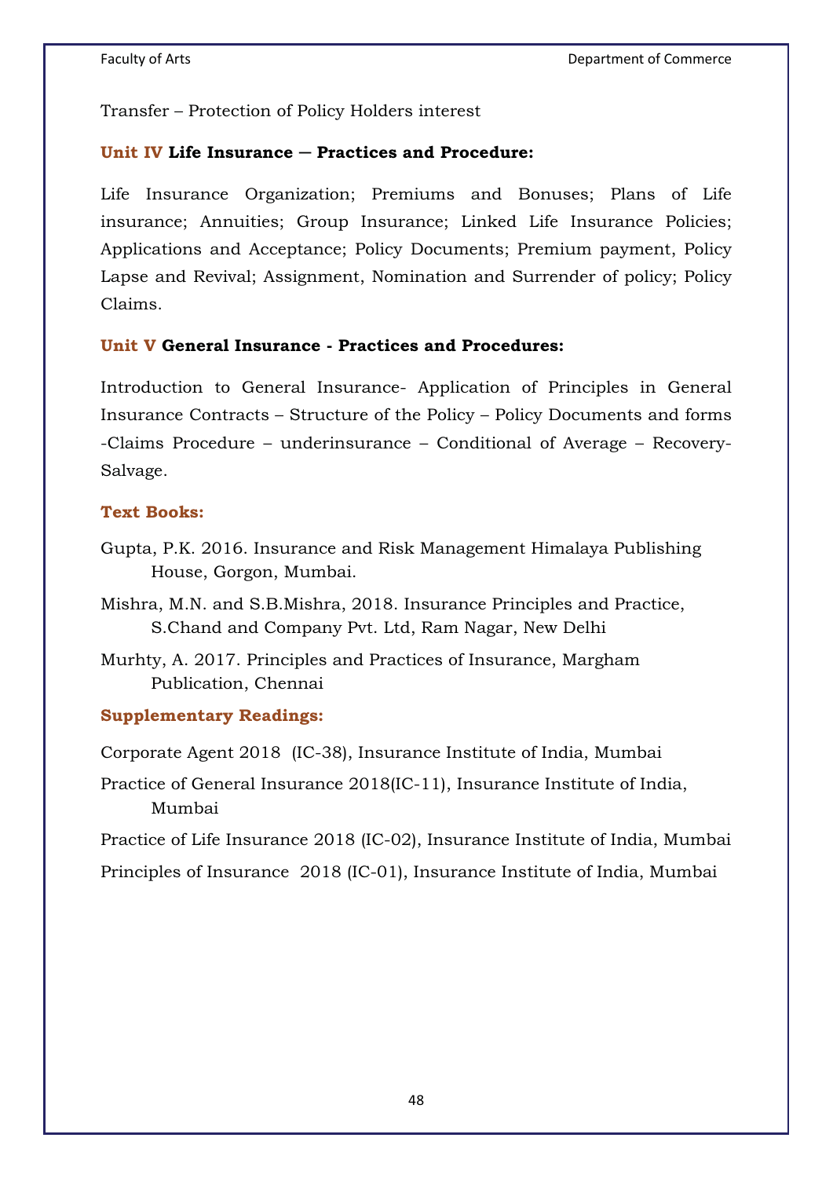Transfer – Protection of Policy Holders interest

**Unit IV Life Insurance — Practices and Procedure:**

Life Insurance Organization; Premiums and Bonuses; Plans of Life insurance; Annuities; Group Insurance; Linked Life Insurance Policies; Applications and Acceptance; Policy Documents; Premium payment, Policy Lapse and Revival; Assignment, Nomination and Surrender of policy; Policy Claims.

**Unit V General Insurance - Practices and Procedures:**

Introduction to General Insurance- Application of Principles in General Insurance Contracts – Structure of the Policy – Policy Documents and forms -Claims Procedure – underinsurance – Conditional of Average – Recovery-Salvage.

**Text Books:**

Gupta, P.K. 2016. Insurance and Risk Management Himalaya Publishing House, Gorgon, Mumbai.

Mishra, M.N. and S.B.Mishra, 2018. Insurance Principles and Practice, S.Chand and Company Pvt. Ltd, Ram Nagar, New Delhi

Murhty, A. 2017. Principles and Practices of Insurance, Margham Publication, Chennai

**Supplementary Readings:**

Corporate Agent 2018 (IC-38), Insurance Institute of India, Mumbai

Practice of General Insurance 2018(IC-11), Insurance Institute of India, Mumbai

Practice of Life Insurance 2018 (IC-02), Insurance Institute of India, Mumbai

Principles of Insurance 2018 (IC-01), Insurance Institute of India, Mumbai